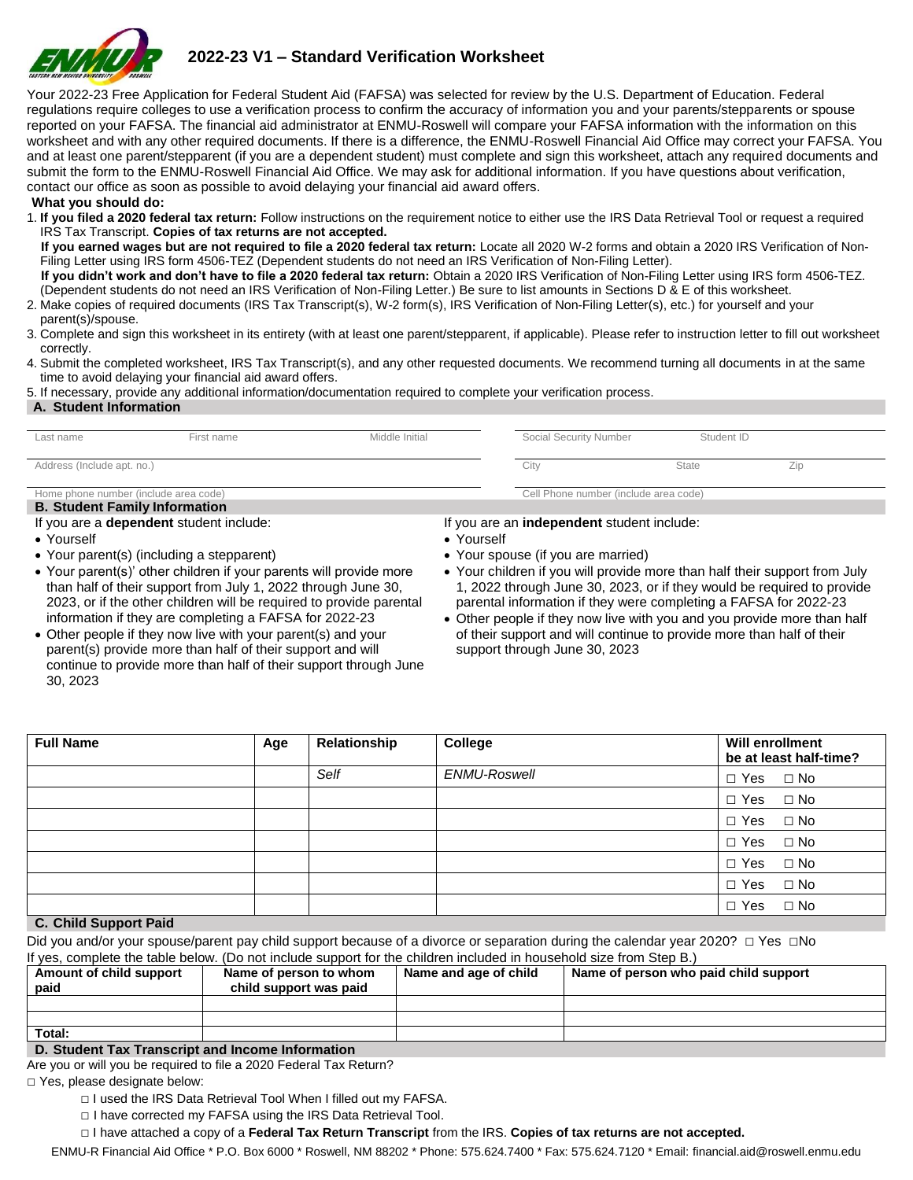# 2022-23 V1 – Standard Verification Worksheet

Your 2022-23 Free Application for Federal Student Aid (FAFSA) was selected for review by the U.S. Department of Education. Federal regulations require colleges to use a verification process to confirm the accuracy of information you and your parents/stepparents or spouse reported on your FAFSA. The financial aid administrator at ENMU-Roswell will compare your FAFSA information with the information on this worksheet and with any other required documents. If there is a difference, the ENMU-Roswell Financial Aid Office may correct your FAFSA. You and at least one parent/stepparent (if you are a dependent student) must complete and sign this worksheet, attach any required documents and submit the form to the ENMU-Roswell Financial Aid Office. We may ask for additional information. If you have questions about verification, contact our office as soon as possible to avoid delaying your financial aid award offers.

**What you should do:**

1. **If you filed a 2020 federal tax return:** Follow instructions on the requirement notice to either use the IRS Data Retrieval Tool or request a required IRS Tax Transcript. **Copies of tax returns are not accepted.**
   **If you earned wages but are not required to file a 2020 federal tax return:** Locate all 2020 W-2 forms and obtain a 2020 IRS Verification of Non-Filing Letter using IRS form 4506-TEZ (Dependent students do not need an IRS Verification of Non-Filing Letter).
   **If you didn't work and don't have to file a 2020 federal tax return:** Obtain a 2020 IRS Verification of Non-Filing Letter using IRS form 4506-TEZ. (Dependent students do not need an IRS Verification of Non-Filing Letter.) Be sure to list amounts in Sections D & E of this worksheet.
2. Make copies of required documents (IRS Tax Transcript(s), W-2 form(s), IRS Verification of Non-Filing Letter(s), etc.) for yourself and your parent(s)/spouse.
3. Complete and sign this worksheet in its entirety (with at least one parent/stepparent, if applicable). Please refer to instruction letter to fill out worksheet correctly.
4. Submit the completed worksheet, IRS Tax Transcript(s), and any other requested documents. We recommend turning all documents in at the same time to avoid delaying your financial aid award offers.
5. If necessary, provide any additional information/documentation required to complete your verification process.

## A. Student Information

Last name &nbsp;&nbsp; First name &nbsp;&nbsp; Middle Initial &nbsp;&nbsp; Social Security Number &nbsp;&nbsp; Student ID

Address (Include apt. no.) &nbsp;&nbsp; City &nbsp;&nbsp; State &nbsp;&nbsp; Zip

Home phone number (include area code) &nbsp;&nbsp; Cell Phone number (include area code)

## B. Student Family Information

If you are a **dependent** student include:

- Yourself
- Your parent(s) (including a stepparent)
- Your parent(s)' other children if your parents will provide more than half of their support from July 1, 2022 through June 30, 2023, or if the other children will be required to provide parental information if they are completing a FAFSA for 2022-23
- Other people if they now live with your parent(s) and your parent(s) provide more than half of their support and will continue to provide more than half of their support through June 30, 2023

If you are an **independent** student include:

- Yourself
- Your spouse (if you are married)
- Your children if you will provide more than half their support from July 1, 2022 through June 30, 2023, or if they would be required to provide parental information if they were completing a FAFSA for 2022-23
- Other people if they now live with you and you provide more than half of their support and will continue to provide more than half of their support through June 30, 2023

| Full Name | Age | Relationship | College | Will enrollment be at least half-time? |
|---|---|---|---|---|
| | | *Self* | *ENMU-Roswell* | □ Yes □ No |
| | | | | □ Yes □ No |
| | | | | □ Yes □ No |
| | | | | □ Yes □ No |
| | | | | □ Yes □ No |
| | | | | □ Yes □ No |
| | | | | □ Yes □ No |

## C. Child Support Paid

Did you and/or your spouse/parent pay child support because of a divorce or separation during the calendar year 2020? □ Yes □No

If yes, complete the table below. (Do not include support for the children included in household size from Step B.)

| Amount of child support paid | Name of person to whom child support was paid | Name and age of child | Name of person who paid child support |
|---|---|---|---|
| | | | |
| | | | |
| **Total:** | | | |

## D. Student Tax Transcript and Income Information

Are you or will you be required to file a 2020 Federal Tax Return?

□ Yes, please designate below:

- □ I used the IRS Data Retrieval Tool When I filled out my FAFSA.
- □ I have corrected my FAFSA using the IRS Data Retrieval Tool.
- □ I have attached a copy of a **Federal Tax Return Transcript** from the IRS. **Copies of tax returns are not accepted.**

ENMU-R Financial Aid Office * P.O. Box 6000 * Roswell, NM 88202 * Phone: 575.624.7400 * Fax: 575.624.7120 * Email: financial.aid@roswell.enmu.edu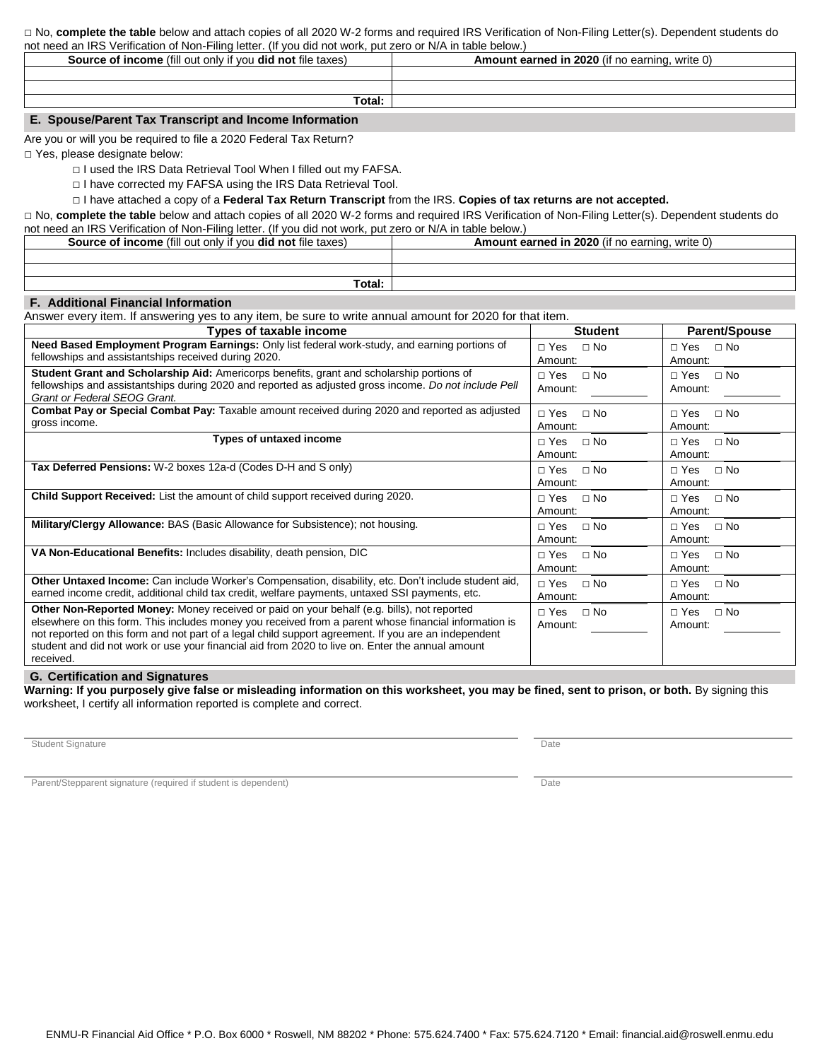□ No, **complete the table** below and attach copies of all 2020 W-2 forms and required IRS Verification of Non-Filing Letter(s). Dependent students do not need an IRS Verification of Non-Filing letter. (If you did not work, put zero or N/A in table below.)

| **Source of income** (fill out only if you **did not** file taxes) | **Amount earned in 2020** (if no earning, write 0) |
|---|---|
| | |
| | |
| **Total:** | |

## E. Spouse/Parent Tax Transcript and Income Information

Are you or will you be required to file a 2020 Federal Tax Return?

□ Yes, please designate below:

- □ I used the IRS Data Retrieval Tool When I filled out my FAFSA.
- □ I have corrected my FAFSA using the IRS Data Retrieval Tool.
- □ I have attached a copy of a **Federal Tax Return Transcript** from the IRS. **Copies of tax returns are not accepted.**

□ No, **complete the table** below and attach copies of all 2020 W-2 forms and required IRS Verification of Non-Filing Letter(s). Dependent students do not need an IRS Verification of Non-Filing letter. (If you did not work, put zero or N/A in table below.)

| **Source of income** (fill out only if you **did not** file taxes) | **Amount earned in 2020** (if no earning, write 0) |
|---|---|
| | |
| | |
| **Total:** | |

## F. Additional Financial Information

Answer every item. If answering yes to any item, be sure to write annual amount for 2020 for that item.

| **Types of taxable income** | **Student** | **Parent/Spouse** |
|---|---|---|
| **Need Based Employment Program Earnings:** Only list federal work-study, and earning portions of fellowships and assistantships received during 2020. | □ Yes □ No Amount: | □ Yes □ No Amount: |
| **Student Grant and Scholarship Aid:** Americorps benefits, grant and scholarship portions of fellowships and assistantships during 2020 and reported as adjusted gross income. *Do not include Pell Grant or Federal SEOG Grant.* | □ Yes □ No Amount: | □ Yes □ No Amount: |
| **Combat Pay or Special Combat Pay:** Taxable amount received during 2020 and reported as adjusted gross income. | □ Yes □ No Amount: | □ Yes □ No Amount: |
| **Types of untaxed income** | □ Yes □ No Amount: | □ Yes □ No Amount: |
| **Tax Deferred Pensions:** W-2 boxes 12a-d (Codes D-H and S only) | □ Yes □ No Amount: | □ Yes □ No Amount: |
| **Child Support Received:** List the amount of child support received during 2020. | □ Yes □ No Amount: | □ Yes □ No Amount: |
| **Military/Clergy Allowance:** BAS (Basic Allowance for Subsistence); not housing. | □ Yes □ No Amount: | □ Yes □ No Amount: |
| **VA Non-Educational Benefits:** Includes disability, death pension, DIC | □ Yes □ No Amount: | □ Yes □ No Amount: |
| **Other Untaxed Income:** Can include Worker's Compensation, disability, etc. Don't include student aid, earned income credit, additional child tax credit, welfare payments, untaxed SSI payments, etc. | □ Yes □ No Amount: | □ Yes □ No Amount: |
| **Other Non-Reported Money:** Money received or paid on your behalf (e.g. bills), not reported elsewhere on this form. This includes money you received from a parent whose financial information is not reported on this form and not part of a legal child support agreement. If you are an independent student and did not work or use your financial aid from 2020 to live on. Enter the annual amount received. | □ Yes □ No Amount: | □ Yes □ No Amount: |

## G. Certification and Signatures

**Warning: If you purposely give false or misleading information on this worksheet, you may be fined, sent to prison, or both.** By signing this worksheet, I certify all information reported is complete and correct.

Student Signature &nbsp;&nbsp;&nbsp;&nbsp;&nbsp;&nbsp;&nbsp;&nbsp;&nbsp;&nbsp;&nbsp;&nbsp;&nbsp;&nbsp;&nbsp;&nbsp;&nbsp;&nbsp;&nbsp;&nbsp;&nbsp;&nbsp;&nbsp;&nbsp;&nbsp;&nbsp; Date

Parent/Stepparent signature (required if student is dependent) &nbsp;&nbsp;&nbsp;&nbsp;&nbsp;&nbsp;&nbsp;&nbsp;&nbsp;&nbsp;&nbsp; Date

ENMU-R Financial Aid Office * P.O. Box 6000 * Roswell, NM 88202 * Phone: 575.624.7400 * Fax: 575.624.7120 * Email: financial.aid@roswell.enmu.edu